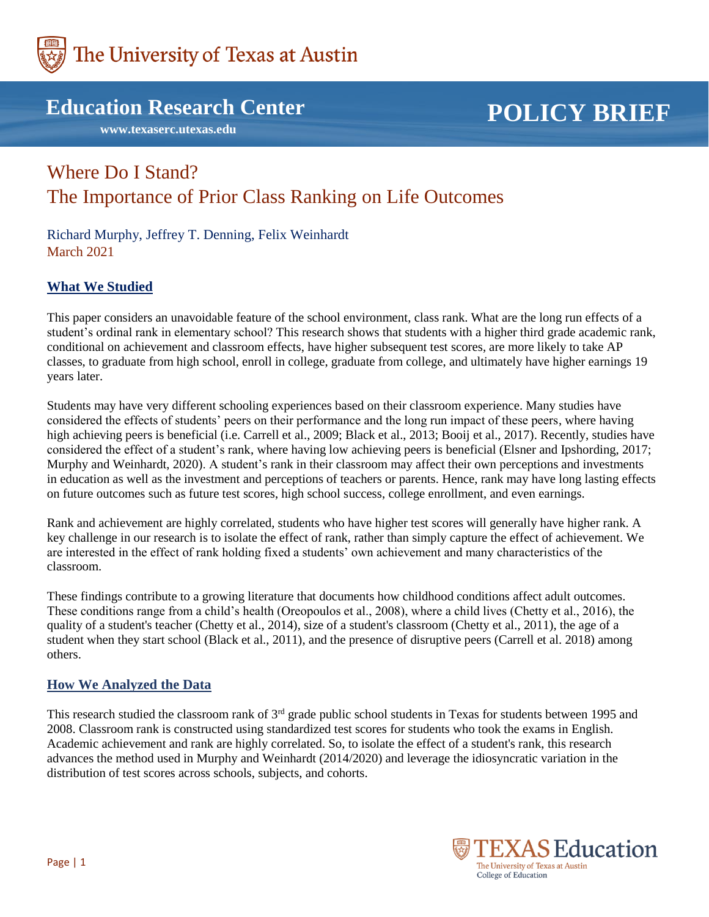The University of Texas at Austin

# Education Research Center

**www.texaserc.utexas.edu**

# POLICY BRIEF

## Where Do I Stand?
## The Importance of Prior Class Ranking on Life Outcomes

Richard Murphy, Jeffrey T. Denning, Felix Weinhardt
March 2021

### What We Studied

This paper considers an unavoidable feature of the school environment, class rank. What are the long run effects of a student's ordinal rank in elementary school? This research shows that students with a higher third grade academic rank, conditional on achievement and classroom effects, have higher subsequent test scores, are more likely to take AP classes, to graduate from high school, enroll in college, graduate from college, and ultimately have higher earnings 19 years later.

Students may have very different schooling experiences based on their classroom experience. Many studies have considered the effects of students' peers on their performance and the long run impact of these peers, where having high achieving peers is beneficial (i.e. Carrell et al., 2009; Black et al., 2013; Booij et al., 2017). Recently, studies have considered the effect of a student's rank, where having low achieving peers is beneficial (Elsner and Ipshording, 2017; Murphy and Weinhardt, 2020). A student's rank in their classroom may affect their own perceptions and investments in education as well as the investment and perceptions of teachers or parents. Hence, rank may have long lasting effects on future outcomes such as future test scores, high school success, college enrollment, and even earnings.

Rank and achievement are highly correlated, students who have higher test scores will generally have higher rank. A key challenge in our research is to isolate the effect of rank, rather than simply capture the effect of achievement. We are interested in the effect of rank holding fixed a students' own achievement and many characteristics of the classroom.

These findings contribute to a growing literature that documents how childhood conditions affect adult outcomes. These conditions range from a child's health (Oreopoulos et al., 2008), where a child lives (Chetty et al., 2016), the quality of a student's teacher (Chetty et al., 2014), size of a student's classroom (Chetty et al., 2011), the age of a student when they start school (Black et al., 2011), and the presence of disruptive peers (Carrell et al. 2018) among others.

### How We Analyzed the Data

This research studied the classroom rank of 3rd grade public school students in Texas for students between 1995 and 2008. Classroom rank is constructed using standardized test scores for students who took the exams in English. Academic achievement and rank are highly correlated. So, to isolate the effect of a student's rank, this research advances the method used in Murphy and Weinhardt (2014/2020) and leverage the idiosyncratic variation in the distribution of test scores across schools, subjects, and cohorts.

TEXAS Education
The University of Texas at Austin
College of Education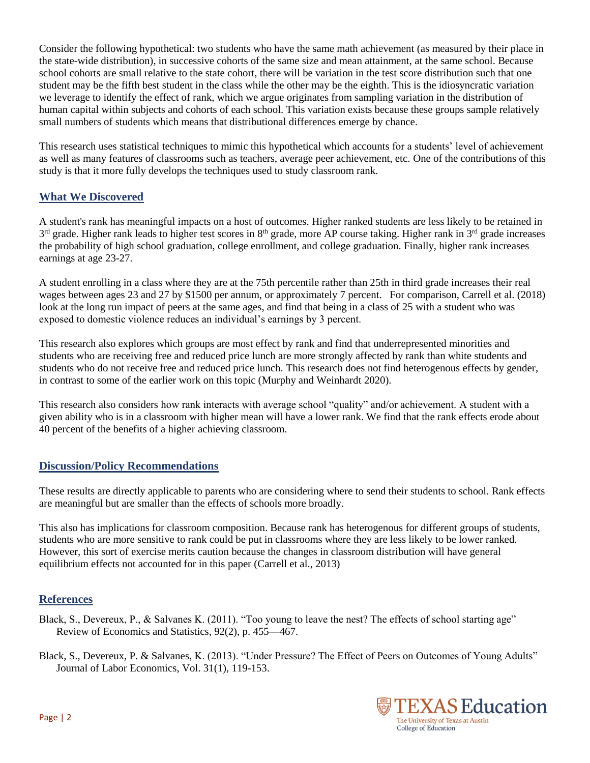Consider the following hypothetical: two students who have the same math achievement (as measured by their place in the state-wide distribution), in successive cohorts of the same size and mean attainment, at the same school. Because school cohorts are small relative to the state cohort, there will be variation in the test score distribution such that one student may be the fifth best student in the class while the other may be the eighth. This is the idiosyncratic variation we leverage to identify the effect of rank, which we argue originates from sampling variation in the distribution of human capital within subjects and cohorts of each school. This variation exists because these groups sample relatively small numbers of students which means that distributional differences emerge by chance.

This research uses statistical techniques to mimic this hypothetical which accounts for a students' level of achievement as well as many features of classrooms such as teachers, average peer achievement, etc. One of the contributions of this study is that it more fully develops the techniques used to study classroom rank.

## What We Discovered

A student's rank has meaningful impacts on a host of outcomes. Higher ranked students are less likely to be retained in 3rd grade. Higher rank leads to higher test scores in 8th grade, more AP course taking. Higher rank in 3rd grade increases the probability of high school graduation, college enrollment, and college graduation. Finally, higher rank increases earnings at age 23-27.

A student enrolling in a class where they are at the 75th percentile rather than 25th in third grade increases their real wages between ages 23 and 27 by $1500 per annum, or approximately 7 percent. For comparison, Carrell et al. (2018) look at the long run impact of peers at the same ages, and find that being in a class of 25 with a student who was exposed to domestic violence reduces an individual's earnings by 3 percent.

This research also explores which groups are most effect by rank and find that underrepresented minorities and students who are receiving free and reduced price lunch are more strongly affected by rank than white students and students who do not receive free and reduced price lunch. This research does not find heterogenous effects by gender, in contrast to some of the earlier work on this topic (Murphy and Weinhardt 2020).

This research also considers how rank interacts with average school "quality" and/or achievement. A student with a given ability who is in a classroom with higher mean will have a lower rank. We find that the rank effects erode about 40 percent of the benefits of a higher achieving classroom.

## Discussion/Policy Recommendations

These results are directly applicable to parents who are considering where to send their students to school. Rank effects are meaningful but are smaller than the effects of schools more broadly.

This also has implications for classroom composition. Because rank has heterogenous for different groups of students, students who are more sensitive to rank could be put in classrooms where they are less likely to be lower ranked. However, this sort of exercise merits caution because the changes in classroom distribution will have general equilibrium effects not accounted for in this paper (Carrell et al., 2013)

## References

Black, S., Devereux, P., & Salvanes K. (2011). "Too young to leave the nest? The effects of school starting age" Review of Economics and Statistics, 92(2), p. 455—467.

Black, S., Devereux, P. & Salvanes, K. (2013). "Under Pressure? The Effect of Peers on Outcomes of Young Adults" Journal of Labor Economics, Vol. 31(1), 119-153.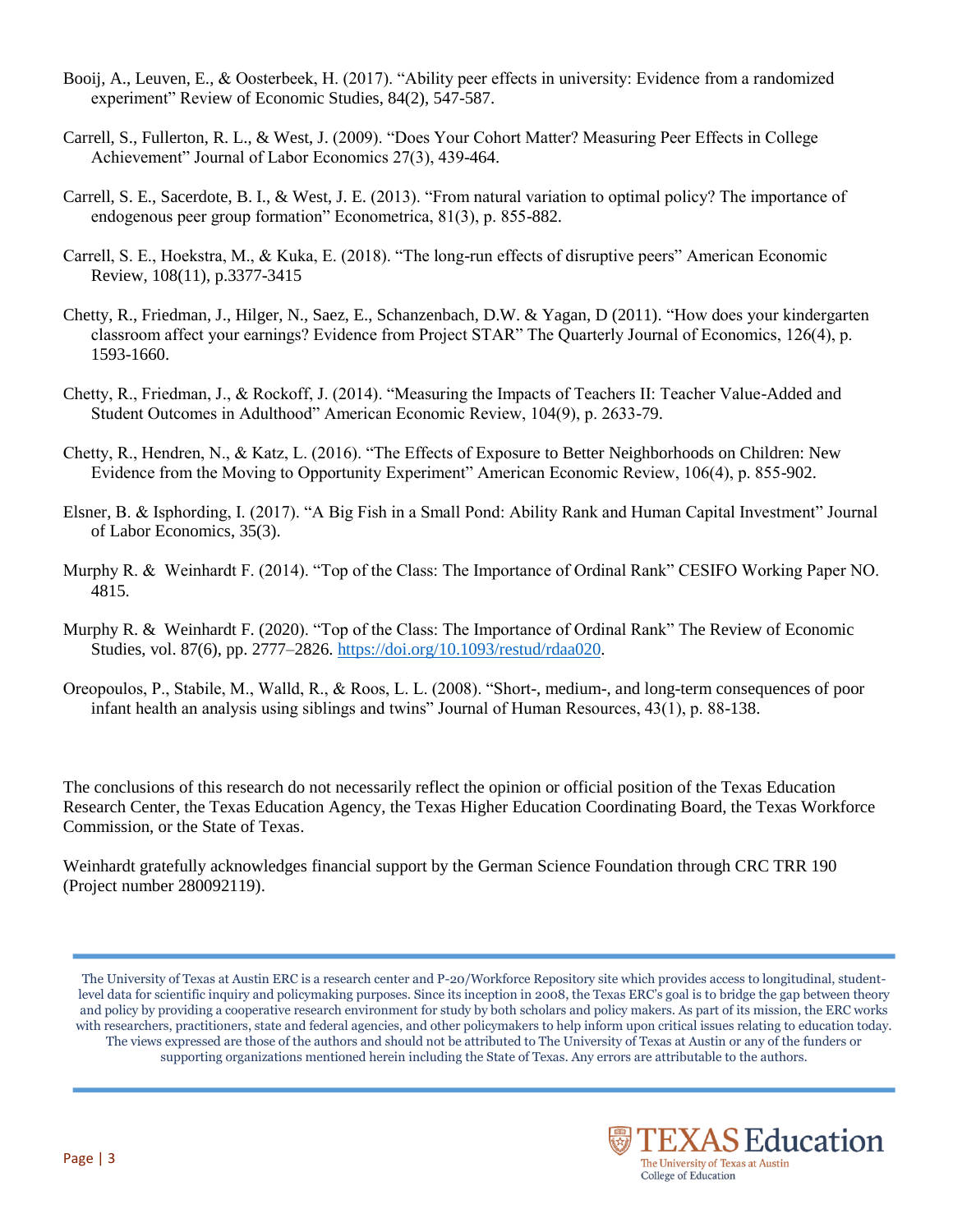Booij, A., Leuven, E., & Oosterbeek, H. (2017). "Ability peer effects in university: Evidence from a randomized experiment" Review of Economic Studies, 84(2), 547-587.

Carrell, S., Fullerton, R. L., & West, J. (2009). "Does Your Cohort Matter? Measuring Peer Effects in College Achievement" Journal of Labor Economics 27(3), 439-464.

Carrell, S. E., Sacerdote, B. I., & West, J. E. (2013). "From natural variation to optimal policy? The importance of endogenous peer group formation" Econometrica, 81(3), p. 855-882.

Carrell, S. E., Hoekstra, M., & Kuka, E. (2018). "The long-run effects of disruptive peers" American Economic Review, 108(11), p.3377-3415

Chetty, R., Friedman, J., Hilger, N., Saez, E., Schanzenbach, D.W. & Yagan, D (2011). "How does your kindergarten classroom affect your earnings? Evidence from Project STAR" The Quarterly Journal of Economics, 126(4), p. 1593-1660.

Chetty, R., Friedman, J., & Rockoff, J. (2014). "Measuring the Impacts of Teachers II: Teacher Value-Added and Student Outcomes in Adulthood" American Economic Review, 104(9), p. 2633-79.

Chetty, R., Hendren, N., & Katz, L. (2016). "The Effects of Exposure to Better Neighborhoods on Children: New Evidence from the Moving to Opportunity Experiment" American Economic Review, 106(4), p. 855-902.

Elsner, B. & Isphording, I. (2017). "A Big Fish in a Small Pond: Ability Rank and Human Capital Investment" Journal of Labor Economics, 35(3).

Murphy R. & Weinhardt F. (2014). "Top of the Class: The Importance of Ordinal Rank" CESIFO Working Paper NO. 4815.

Murphy R. & Weinhardt F. (2020). "Top of the Class: The Importance of Ordinal Rank" The Review of Economic Studies, vol. 87(6), pp. 2777–2826. https://doi.org/10.1093/restud/rdaa020.

Oreopoulos, P., Stabile, M., Walld, R., & Roos, L. L. (2008). "Short-, medium-, and long-term consequences of poor infant health an analysis using siblings and twins" Journal of Human Resources, 43(1), p. 88-138.

The conclusions of this research do not necessarily reflect the opinion or official position of the Texas Education Research Center, the Texas Education Agency, the Texas Higher Education Coordinating Board, the Texas Workforce Commission, or the State of Texas.

Weinhardt gratefully acknowledges financial support by the German Science Foundation through CRC TRR 190 (Project number 280092119).

---

The University of Texas at Austin ERC is a research center and P-20/Workforce Repository site which provides access to longitudinal, student-level data for scientific inquiry and policymaking purposes. Since its inception in 2008, the Texas ERC's goal is to bridge the gap between theory and policy by providing a cooperative research environment for study by both scholars and policy makers. As part of its mission, the ERC works with researchers, practitioners, state and federal agencies, and other policymakers to help inform upon critical issues relating to education today. The views expressed are those of the authors and should not be attributed to The University of Texas at Austin or any of the funders or supporting organizations mentioned herein including the State of Texas. Any errors are attributable to the authors.

---

TEXAS Education
The University of Texas at Austin
College of Education